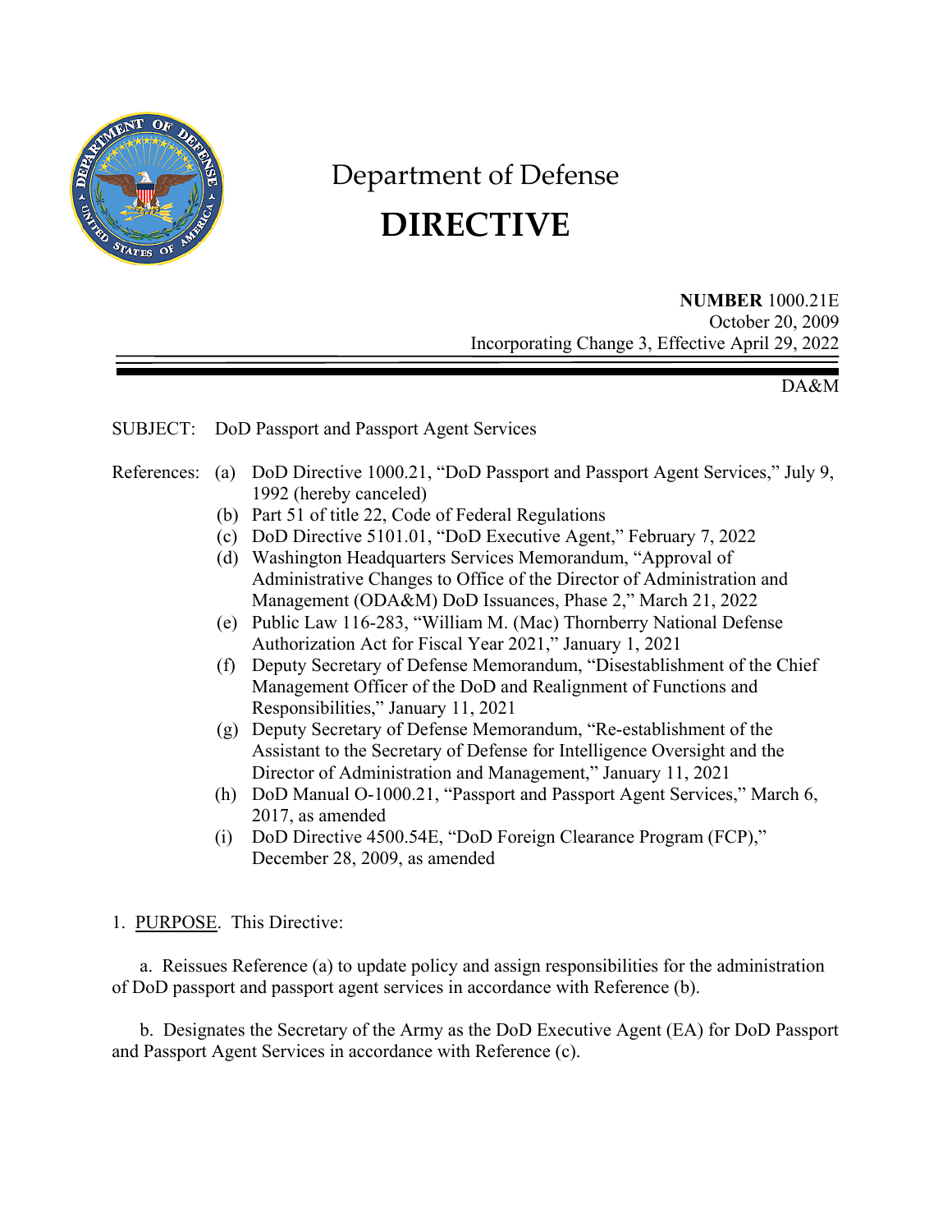# Department of Defense

# DIRECTIVE

**NUMBER** 1000.21E
October 20, 2009
Incorporating Change 3, Effective April 29, 2022

DA&M

SUBJECT: DoD Passport and Passport Agent Services

References:
- (a) DoD Directive 1000.21, "DoD Passport and Passport Agent Services," July 9, 1992 (hereby canceled)
- (b) Part 51 of title 22, Code of Federal Regulations
- (c) DoD Directive 5101.01, "DoD Executive Agent," February 7, 2022
- (d) Washington Headquarters Services Memorandum, "Approval of Administrative Changes to Office of the Director of Administration and Management (ODA&M) DoD Issuances, Phase 2," March 21, 2022
- (e) Public Law 116-283, "William M. (Mac) Thornberry National Defense Authorization Act for Fiscal Year 2021," January 1, 2021
- (f) Deputy Secretary of Defense Memorandum, "Disestablishment of the Chief Management Officer of the DoD and Realignment of Functions and Responsibilities," January 11, 2021
- (g) Deputy Secretary of Defense Memorandum, "Re-establishment of the Assistant to the Secretary of Defense for Intelligence Oversight and the Director of Administration and Management," January 11, 2021
- (h) DoD Manual O-1000.21, "Passport and Passport Agent Services," March 6, 2017, as amended
- (i) DoD Directive 4500.54E, "DoD Foreign Clearance Program (FCP)," December 28, 2009, as amended

1. PURPOSE. This Directive:

a. Reissues Reference (a) to update policy and assign responsibilities for the administration of DoD passport and passport agent services in accordance with Reference (b).

b. Designates the Secretary of the Army as the DoD Executive Agent (EA) for DoD Passport and Passport Agent Services in accordance with Reference (c).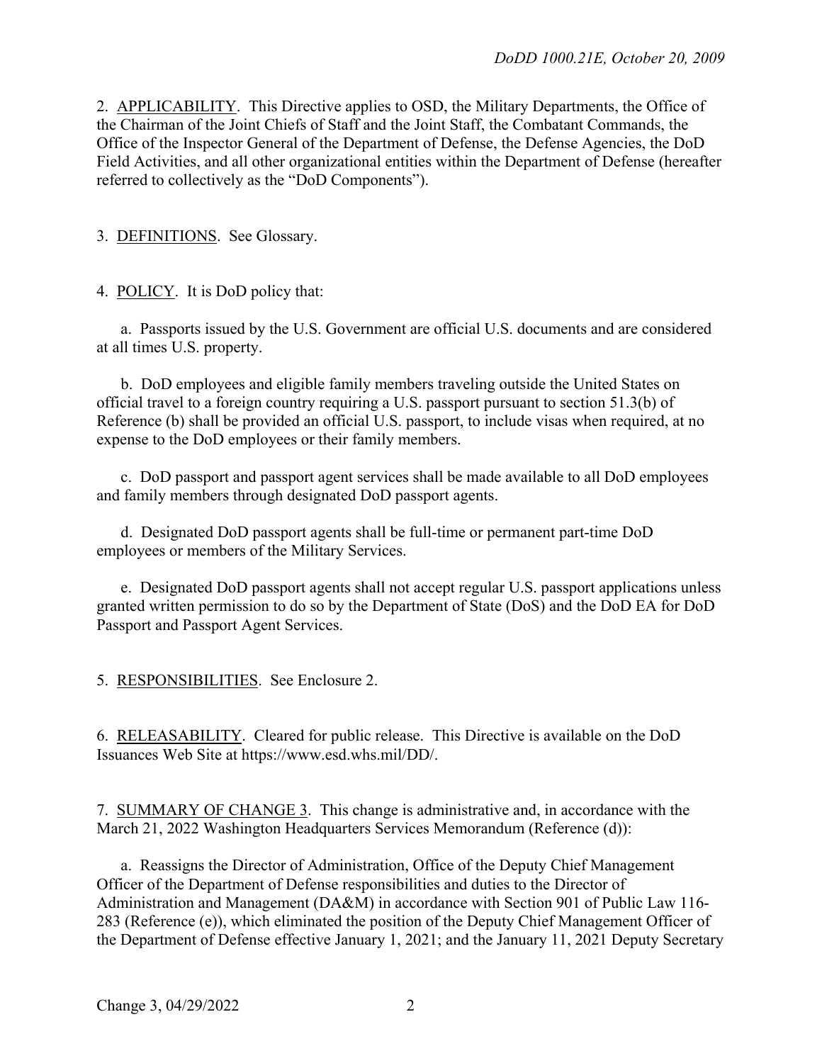2. <u>APPLICABILITY</u>. This Directive applies to OSD, the Military Departments, the Office of the Chairman of the Joint Chiefs of Staff and the Joint Staff, the Combatant Commands, the Office of the Inspector General of the Department of Defense, the Defense Agencies, the DoD Field Activities, and all other organizational entities within the Department of Defense (hereafter referred to collectively as the "DoD Components").

3. <u>DEFINITIONS</u>. See Glossary.

4. <u>POLICY</u>. It is DoD policy that:

a. Passports issued by the U.S. Government are official U.S. documents and are considered at all times U.S. property.

b. DoD employees and eligible family members traveling outside the United States on official travel to a foreign country requiring a U.S. passport pursuant to section 51.3(b) of Reference (b) shall be provided an official U.S. passport, to include visas when required, at no expense to the DoD employees or their family members.

c. DoD passport and passport agent services shall be made available to all DoD employees and family members through designated DoD passport agents.

d. Designated DoD passport agents shall be full-time or permanent part-time DoD employees or members of the Military Services.

e. Designated DoD passport agents shall not accept regular U.S. passport applications unless granted written permission to do so by the Department of State (DoS) and the DoD EA for DoD Passport and Passport Agent Services.

5. <u>RESPONSIBILITIES</u>. See Enclosure 2.

6. <u>RELEASABILITY</u>. Cleared for public release. This Directive is available on the DoD Issuances Web Site at https://www.esd.whs.mil/DD/.

7. <u>SUMMARY OF CHANGE 3</u>. This change is administrative and, in accordance with the March 21, 2022 Washington Headquarters Services Memorandum (Reference (d)):

a. Reassigns the Director of Administration, Office of the Deputy Chief Management Officer of the Department of Defense responsibilities and duties to the Director of Administration and Management (DA&M) in accordance with Section 901 of Public Law 116-283 (Reference (e)), which eliminated the position of the Deputy Chief Management Officer of the Department of Defense effective January 1, 2021; and the January 11, 2021 Deputy Secretary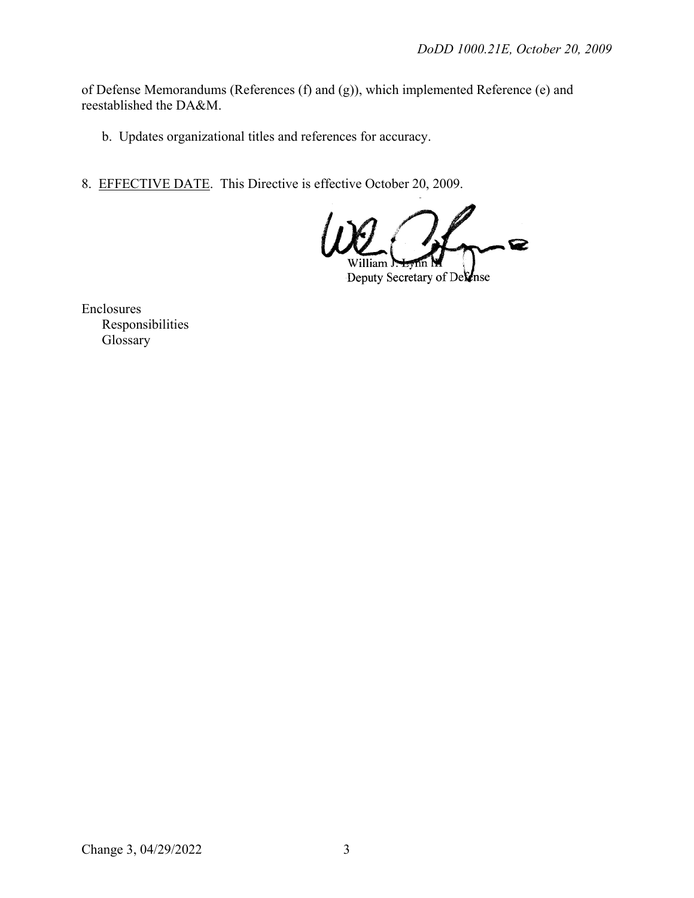of Defense Memorandums (References (f) and (g)), which implemented Reference (e) and reestablished the DA&M.

b. Updates organizational titles and references for accuracy.

8. EFFECTIVE DATE. This Directive is effective October 20, 2009.

William J. Lynn III
Deputy Secretary of Defense

Enclosures
Responsibilities
Glossary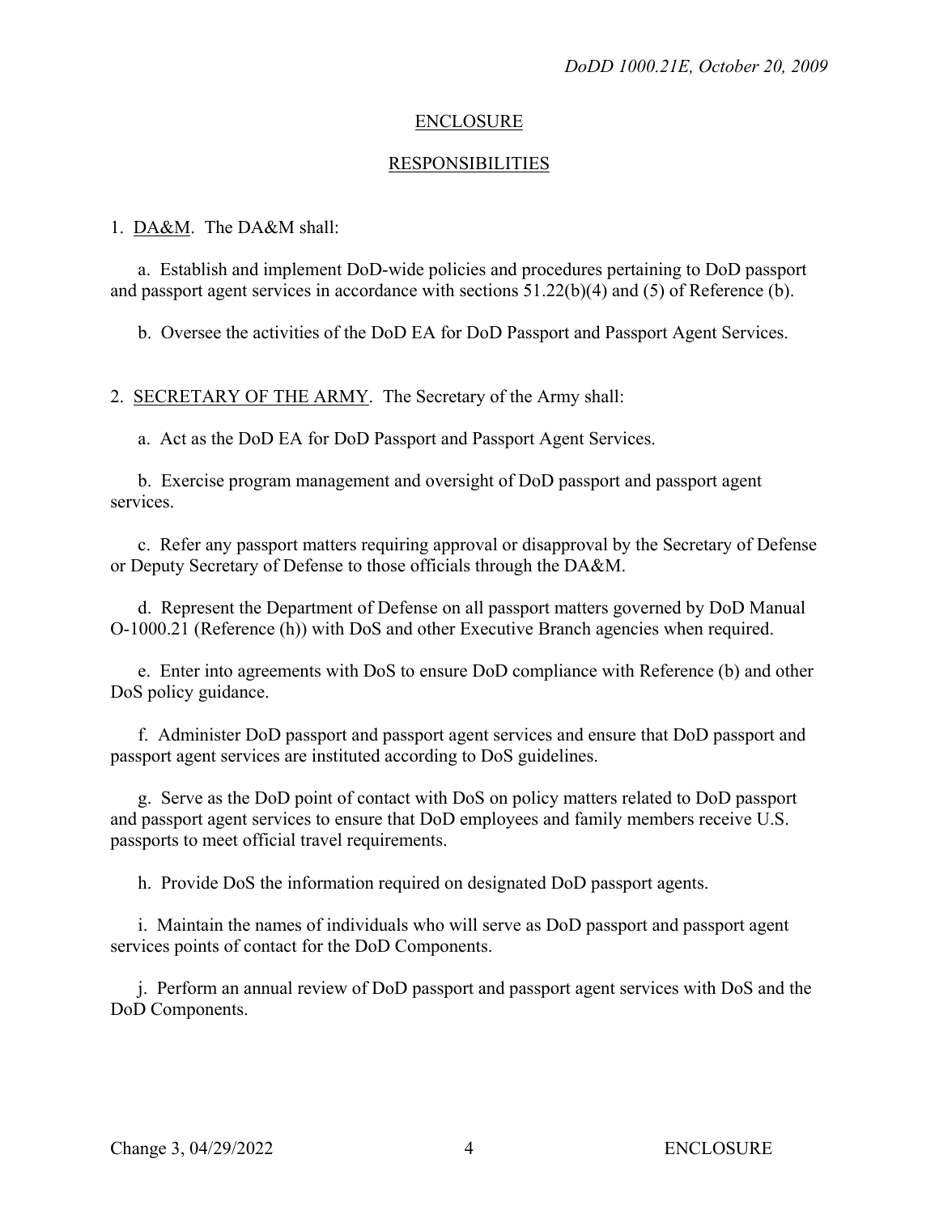## ENCLOSURE

## RESPONSIBILITIES

1. DA&M. The DA&M shall:

   a. Establish and implement DoD-wide policies and procedures pertaining to DoD passport and passport agent services in accordance with sections 51.22(b)(4) and (5) of Reference (b).

   b. Oversee the activities of the DoD EA for DoD Passport and Passport Agent Services.

2. SECRETARY OF THE ARMY. The Secretary of the Army shall:

   a. Act as the DoD EA for DoD Passport and Passport Agent Services.

   b. Exercise program management and oversight of DoD passport and passport agent services.

   c. Refer any passport matters requiring approval or disapproval by the Secretary of Defense or Deputy Secretary of Defense to those officials through the DA&M.

   d. Represent the Department of Defense on all passport matters governed by DoD Manual O-1000.21 (Reference (h)) with DoS and other Executive Branch agencies when required.

   e. Enter into agreements with DoS to ensure DoD compliance with Reference (b) and other DoS policy guidance.

   f. Administer DoD passport and passport agent services and ensure that DoD passport and passport agent services are instituted according to DoS guidelines.

   g. Serve as the DoD point of contact with DoS on policy matters related to DoD passport and passport agent services to ensure that DoD employees and family members receive U.S. passports to meet official travel requirements.

   h. Provide DoS the information required on designated DoD passport agents.

   i. Maintain the names of individuals who will serve as DoD passport and passport agent services points of contact for the DoD Components.

   j. Perform an annual review of DoD passport and passport agent services with DoS and the DoD Components.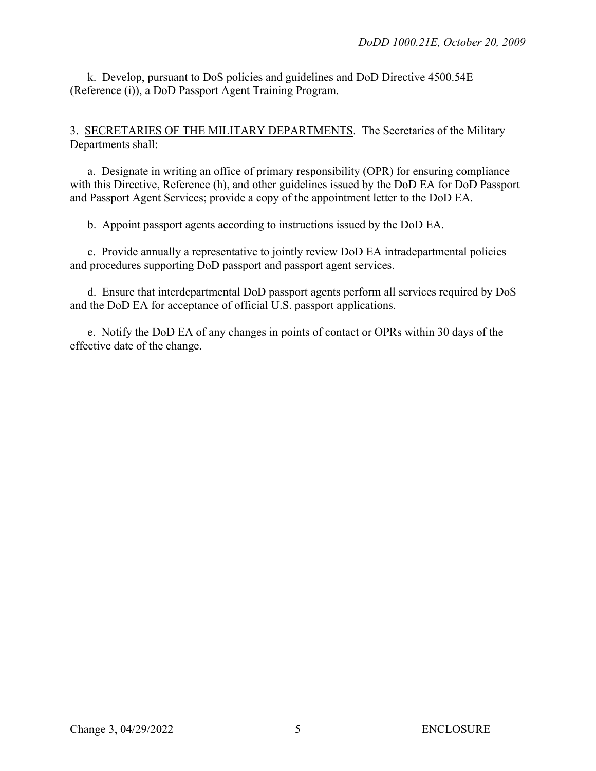k. Develop, pursuant to DoS policies and guidelines and DoD Directive 4500.54E (Reference (i)), a DoD Passport Agent Training Program.

3. <u>SECRETARIES OF THE MILITARY DEPARTMENTS</u>. The Secretaries of the Military Departments shall:

a. Designate in writing an office of primary responsibility (OPR) for ensuring compliance with this Directive, Reference (h), and other guidelines issued by the DoD EA for DoD Passport and Passport Agent Services; provide a copy of the appointment letter to the DoD EA.

b. Appoint passport agents according to instructions issued by the DoD EA.

c. Provide annually a representative to jointly review DoD EA intradepartmental policies and procedures supporting DoD passport and passport agent services.

d. Ensure that interdepartmental DoD passport agents perform all services required by DoS and the DoD EA for acceptance of official U.S. passport applications.

e. Notify the DoD EA of any changes in points of contact or OPRs within 30 days of the effective date of the change.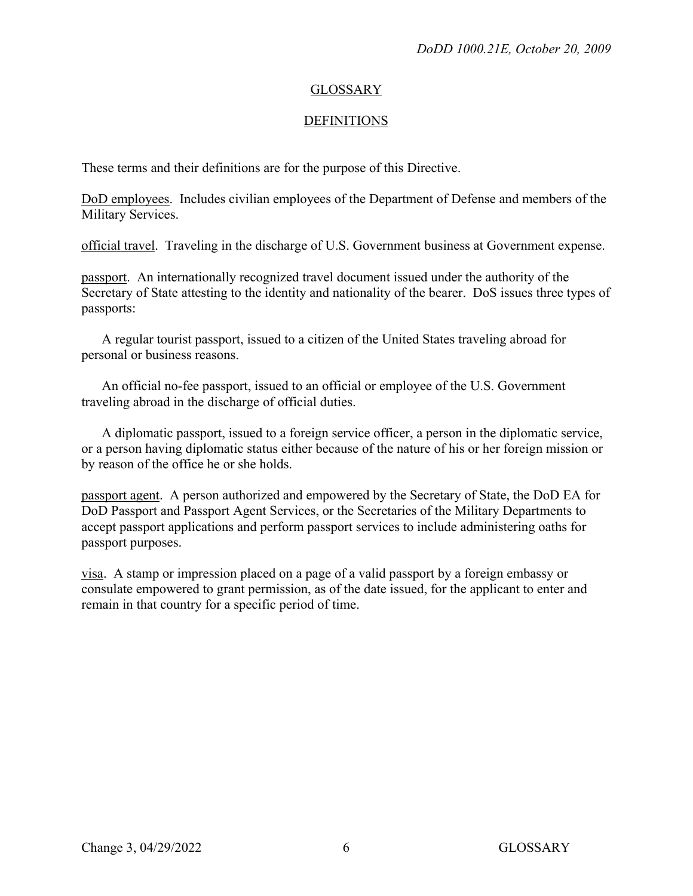## GLOSSARY

## DEFINITIONS

These terms and their definitions are for the purpose of this Directive.

DoD employees. Includes civilian employees of the Department of Defense and members of the Military Services.

official travel. Traveling in the discharge of U.S. Government business at Government expense.

passport. An internationally recognized travel document issued under the authority of the Secretary of State attesting to the identity and nationality of the bearer. DoS issues three types of passports:

A regular tourist passport, issued to a citizen of the United States traveling abroad for personal or business reasons.

An official no-fee passport, issued to an official or employee of the U.S. Government traveling abroad in the discharge of official duties.

A diplomatic passport, issued to a foreign service officer, a person in the diplomatic service, or a person having diplomatic status either because of the nature of his or her foreign mission or by reason of the office he or she holds.

passport agent. A person authorized and empowered by the Secretary of State, the DoD EA for DoD Passport and Passport Agent Services, or the Secretaries of the Military Departments to accept passport applications and perform passport services to include administering oaths for passport purposes.

visa. A stamp or impression placed on a page of a valid passport by a foreign embassy or consulate empowered to grant permission, as of the date issued, for the applicant to enter and remain in that country for a specific period of time.